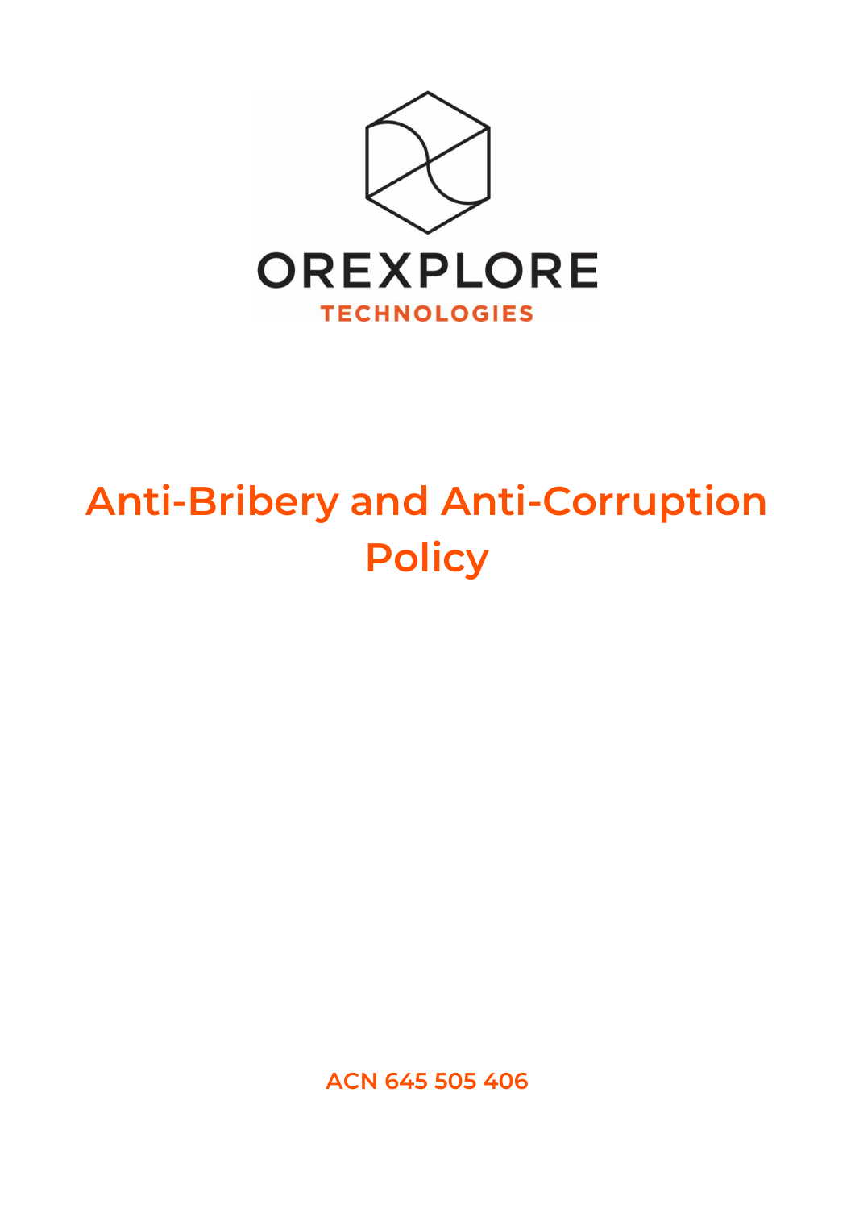OREXPLORE

TECHNOLOGIES

# Anti-Bribery and Anti-Corruption Policy

**ACN 645 505 406**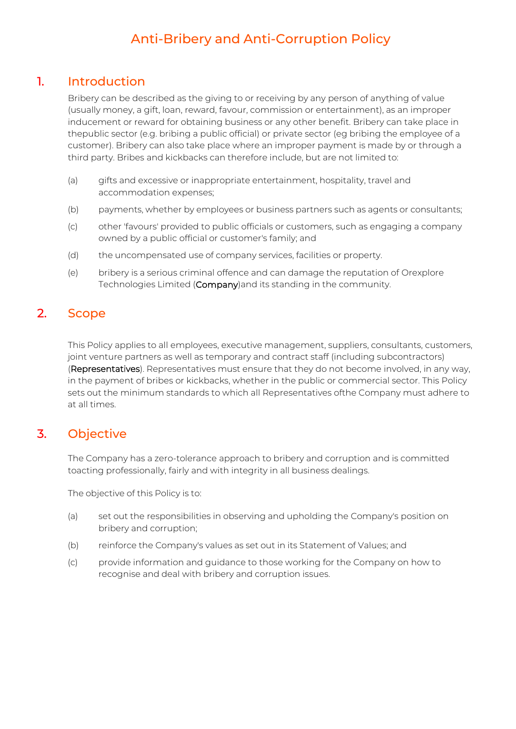# Anti-Bribery and Anti-Corruption Policy

## 1. Introduction

Bribery can be described as the giving to or receiving by any person of anything of value (usually money, a gift, loan, reward, favour, commission or entertainment), as an improper inducement or reward for obtaining business or any other benefit. Bribery can take place in thepublic sector (e.g. bribing a public official) or private sector (eg bribing the employee of a customer). Bribery can also take place where an improper payment is made by or through a third party. Bribes and kickbacks can therefore include, but are not limited to:

(a) gifts and excessive or inappropriate entertainment, hospitality, travel and accommodation expenses;

(b) payments, whether by employees or business partners such as agents or consultants;

(c) other 'favours' provided to public officials or customers, such as engaging a company owned by a public official or customer's family; and

(d) the uncompensated use of company services, facilities or property.

(e) bribery is a serious criminal offence and can damage the reputation of Orexplore Technologies Limited (**Company**)and its standing in the community.

## 2. Scope

This Policy applies to all employees, executive management, suppliers, consultants, customers, joint venture partners as well as temporary and contract staff (including subcontractors) (**Representatives**). Representatives must ensure that they do not become involved, in any way, in the payment of bribes or kickbacks, whether in the public or commercial sector. This Policy sets out the minimum standards to which all Representatives ofthe Company must adhere to at all times.

## 3. Objective

The Company has a zero-tolerance approach to bribery and corruption and is committed toacting professionally, fairly and with integrity in all business dealings.

The objective of this Policy is to:

(a) set out the responsibilities in observing and upholding the Company's position on bribery and corruption;

(b) reinforce the Company's values as set out in its Statement of Values; and

(c) provide information and guidance to those working for the Company on how to recognise and deal with bribery and corruption issues.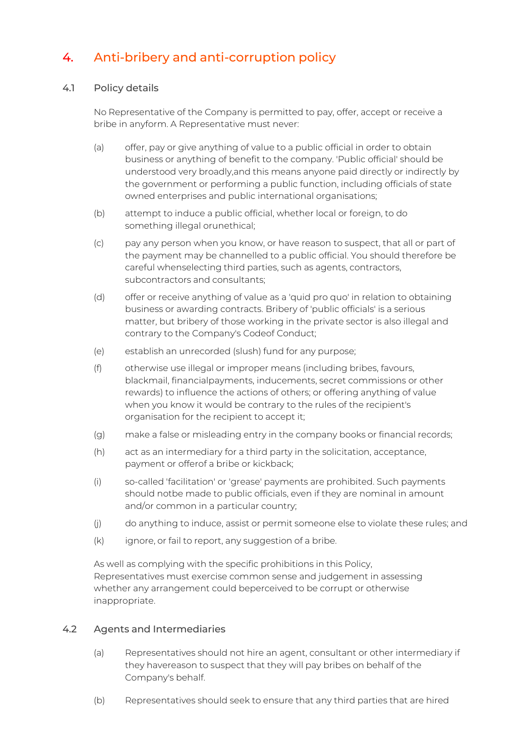# 4. Anti-bribery and anti-corruption policy

## 4.1 Policy details

No Representative of the Company is permitted to pay, offer, accept or receive a bribe in anyform. A Representative must never:

(a) offer, pay or give anything of value to a public official in order to obtain business or anything of benefit to the company. 'Public official' should be understood very broadly,and this means anyone paid directly or indirectly by the government or performing a public function, including officials of state owned enterprises and public international organisations;

(b) attempt to induce a public official, whether local or foreign, to do something illegal orunethical;

(c) pay any person when you know, or have reason to suspect, that all or part of the payment may be channelled to a public official. You should therefore be careful whenselecting third parties, such as agents, contractors, subcontractors and consultants;

(d) offer or receive anything of value as a 'quid pro quo' in relation to obtaining business or awarding contracts. Bribery of 'public officials' is a serious matter, but bribery of those working in the private sector is also illegal and contrary to the Company's Codeof Conduct;

(e) establish an unrecorded (slush) fund for any purpose;

(f) otherwise use illegal or improper means (including bribes, favours, blackmail, financialpayments, inducements, secret commissions or other rewards) to influence the actions of others; or offering anything of value when you know it would be contrary to the rules of the recipient's organisation for the recipient to accept it;

(g) make a false or misleading entry in the company books or financial records;

(h) act as an intermediary for a third party in the solicitation, acceptance, payment or offerof a bribe or kickback;

(i) so-called 'facilitation' or 'grease' payments are prohibited. Such payments should notbe made to public officials, even if they are nominal in amount and/or common in a particular country;

(j) do anything to induce, assist or permit someone else to violate these rules; and

(k) ignore, or fail to report, any suggestion of a bribe.

As well as complying with the specific prohibitions in this Policy, Representatives must exercise common sense and judgement in assessing whether any arrangement could beperceived to be corrupt or otherwise inappropriate.

## 4.2 Agents and Intermediaries

(a) Representatives should not hire an agent, consultant or other intermediary if they havereason to suspect that they will pay bribes on behalf of the Company's behalf.

(b) Representatives should seek to ensure that any third parties that are hired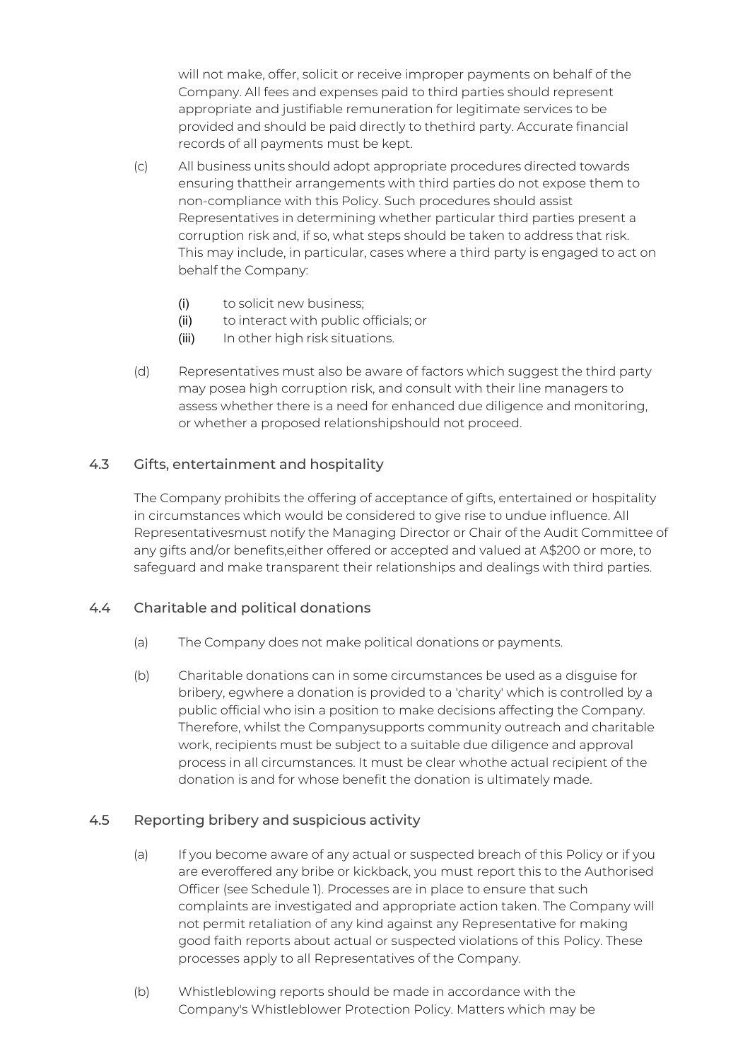will not make, offer, solicit or receive improper payments on behalf of the Company. All fees and expenses paid to third parties should represent appropriate and justifiable remuneration for legitimate services to be provided and should be paid directly to thethird party. Accurate financial records of all payments must be kept.

(c) All business units should adopt appropriate procedures directed towards ensuring thattheir arrangements with third parties do not expose them to non-compliance with this Policy. Such procedures should assist Representatives in determining whether particular third parties present a corruption risk and, if so, what steps should be taken to address that risk. This may include, in particular, cases where a third party is engaged to act on behalf the Company:

(i) to solicit new business;
(ii) to interact with public officials; or
(iii) In other high risk situations.

(d) Representatives must also be aware of factors which suggest the third party may posea high corruption risk, and consult with their line managers to assess whether there is a need for enhanced due diligence and monitoring, or whether a proposed relationshipshould not proceed.

## 4.3 Gifts, entertainment and hospitality

The Company prohibits the offering of acceptance of gifts, entertained or hospitality in circumstances which would be considered to give rise to undue influence. All Representativesmust notify the Managing Director or Chair of the Audit Committee of any gifts and/or benefits,either offered or accepted and valued at A$200 or more, to safeguard and make transparent their relationships and dealings with third parties.

## 4.4 Charitable and political donations

(a) The Company does not make political donations or payments.

(b) Charitable donations can in some circumstances be used as a disguise for bribery, egwhere a donation is provided to a 'charity' which is controlled by a public official who isin a position to make decisions affecting the Company. Therefore, whilst the Companysupports community outreach and charitable work, recipients must be subject to a suitable due diligence and approval process in all circumstances. It must be clear whothe actual recipient of the donation is and for whose benefit the donation is ultimately made.

## 4.5 Reporting bribery and suspicious activity

(a) If you become aware of any actual or suspected breach of this Policy or if you are everoffered any bribe or kickback, you must report this to the Authorised Officer (see Schedule 1). Processes are in place to ensure that such complaints are investigated and appropriate action taken. The Company will not permit retaliation of any kind against any Representative for making good faith reports about actual or suspected violations of this Policy. These processes apply to all Representatives of the Company.

(b) Whistleblowing reports should be made in accordance with the Company's Whistleblower Protection Policy. Matters which may be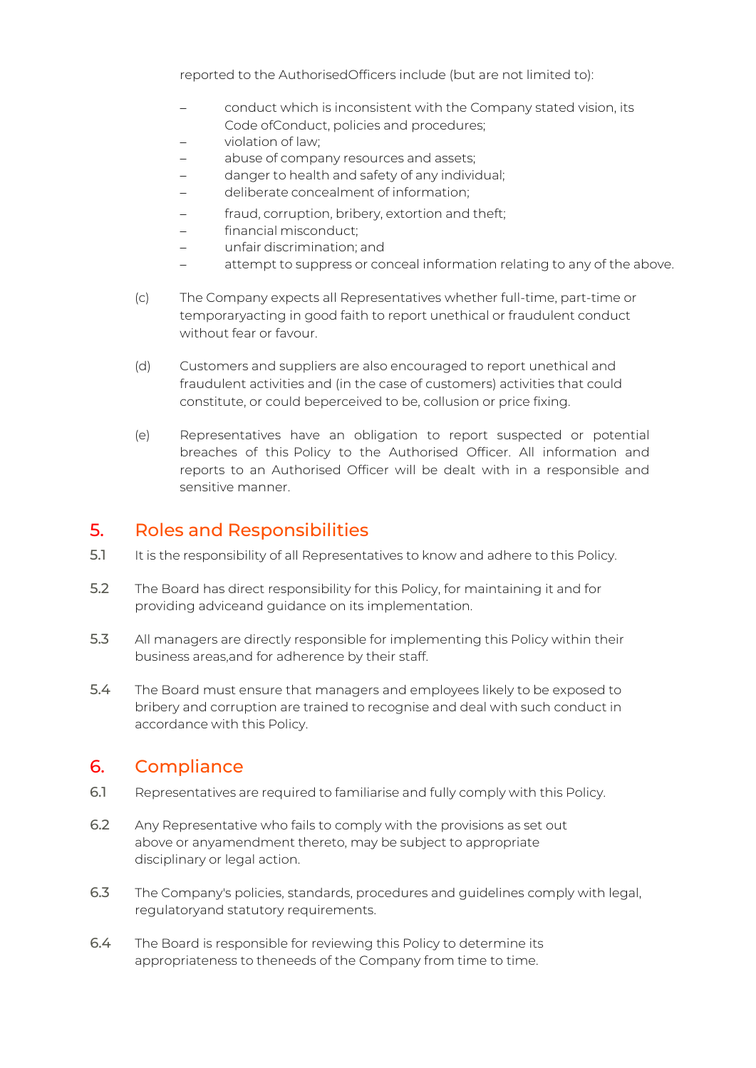reported to the AuthorisedOfficers include (but are not limited to):

- conduct which is inconsistent with the Company stated vision, its Code ofConduct, policies and procedures;
- violation of law;
- abuse of company resources and assets;
- danger to health and safety of any individual;
- deliberate concealment of information;
- fraud, corruption, bribery, extortion and theft;
- financial misconduct;
- unfair discrimination; and
- attempt to suppress or conceal information relating to any of the above.

(c) The Company expects all Representatives whether full-time, part-time or temporaryacting in good faith to report unethical or fraudulent conduct without fear or favour.

(d) Customers and suppliers are also encouraged to report unethical and fraudulent activities and (in the case of customers) activities that could constitute, or could beperceived to be, collusion or price fixing.

(e) Representatives have an obligation to report suspected or potential breaches of this Policy to the Authorised Officer. All information and reports to an Authorised Officer will be dealt with in a responsible and sensitive manner.

## 5. Roles and Responsibilities

5.1 It is the responsibility of all Representatives to know and adhere to this Policy.

5.2 The Board has direct responsibility for this Policy, for maintaining it and for providing adviceand guidance on its implementation.

5.3 All managers are directly responsible for implementing this Policy within their business areas,and for adherence by their staff.

5.4 The Board must ensure that managers and employees likely to be exposed to bribery and corruption are trained to recognise and deal with such conduct in accordance with this Policy.

## 6. Compliance

6.1 Representatives are required to familiarise and fully comply with this Policy.

6.2 Any Representative who fails to comply with the provisions as set out above or anyamendment thereto, may be subject to appropriate disciplinary or legal action.

6.3 The Company's policies, standards, procedures and guidelines comply with legal, regulatoryand statutory requirements.

6.4 The Board is responsible for reviewing this Policy to determine its appropriateness to theneeds of the Company from time to time.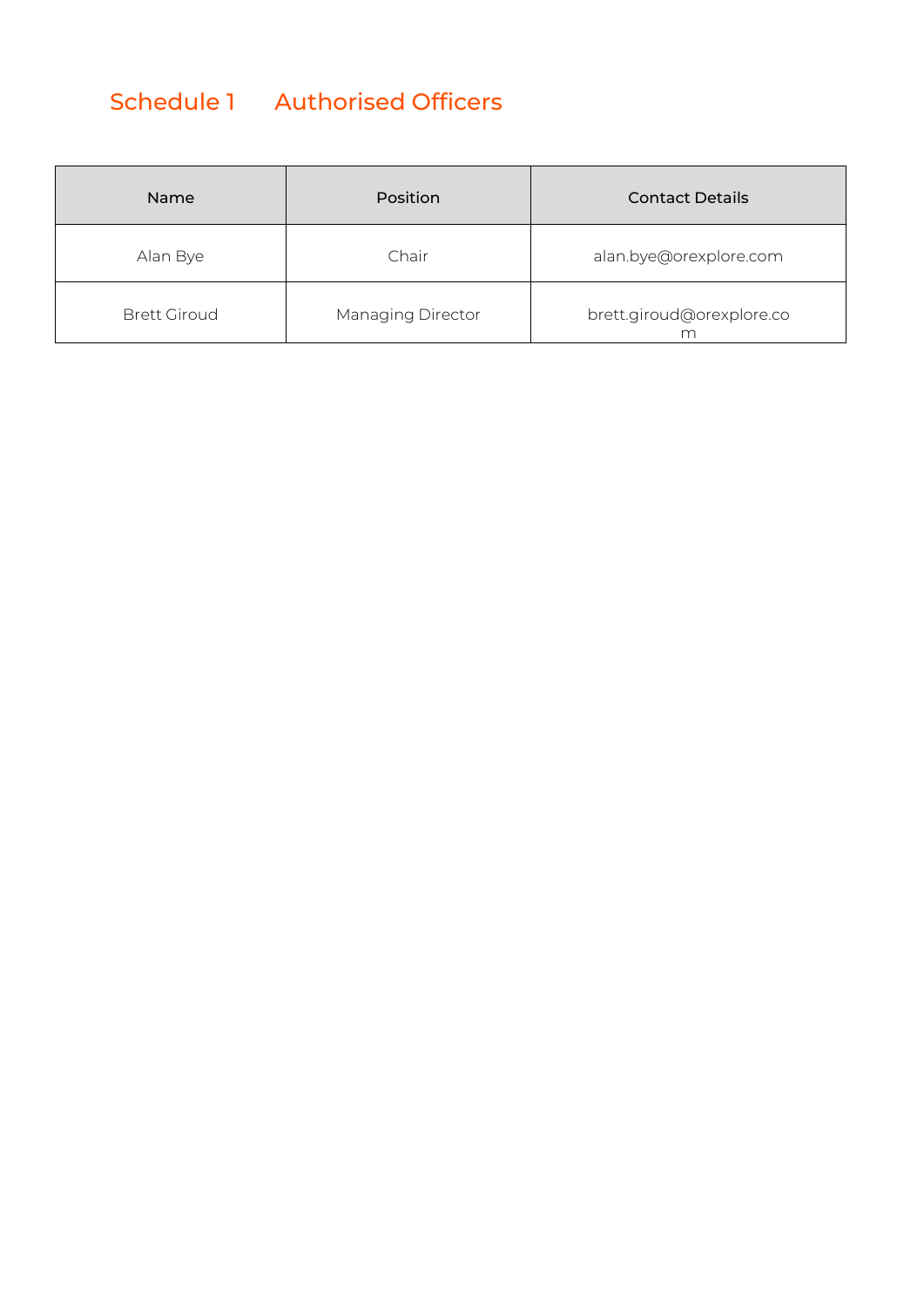# Schedule 1 Authorised Officers

| Name | Position | Contact Details |
|---|---|---|
| Alan Bye | Chair | alan.bye@orexplore.com |
| Brett Giroud | Managing Director | brett.giroud@orexplore.com |